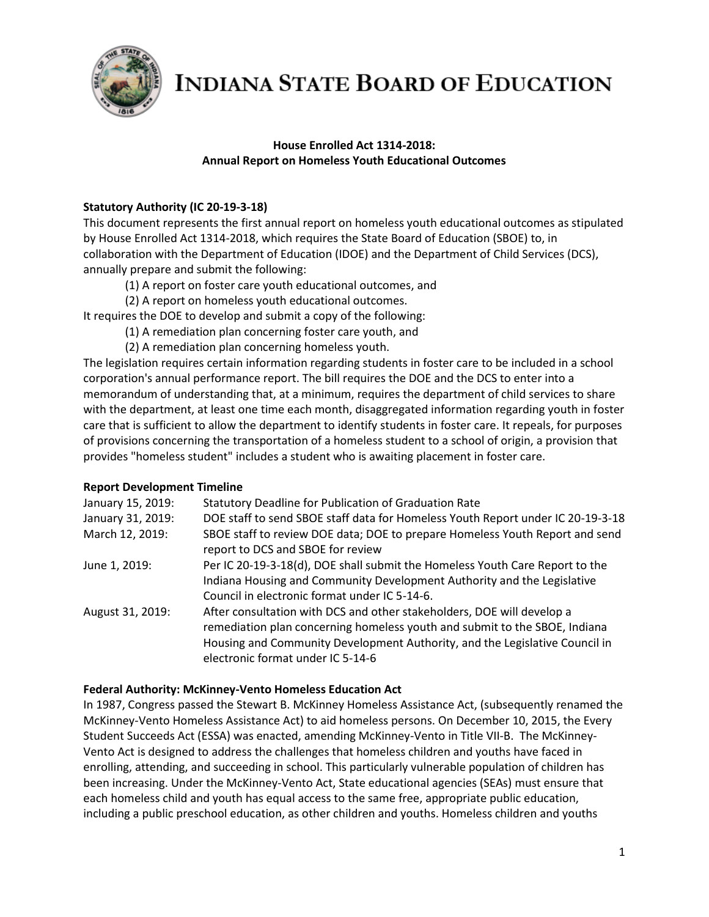# Indiana State Board of Education

**House Enrolled Act 1314-2018:**
**Annual Report on Homeless Youth Educational Outcomes**

### Statutory Authority (IC 20-19-3-18)

This document represents the first annual report on homeless youth educational outcomes as stipulated by House Enrolled Act 1314-2018, which requires the State Board of Education (SBOE) to, in collaboration with the Department of Education (IDOE) and the Department of Child Services (DCS), annually prepare and submit the following:

(1) A report on foster care youth educational outcomes, and
(2) A report on homeless youth educational outcomes.

It requires the DOE to develop and submit a copy of the following:

(1) A remediation plan concerning foster care youth, and
(2) A remediation plan concerning homeless youth.

The legislation requires certain information regarding students in foster care to be included in a school corporation's annual performance report. The bill requires the DOE and the DCS to enter into a memorandum of understanding that, at a minimum, requires the department of child services to share with the department, at least one time each month, disaggregated information regarding youth in foster care that is sufficient to allow the department to identify students in foster care. It repeals, for purposes of provisions concerning the transportation of a homeless student to a school of origin, a provision that provides "homeless student" includes a student who is awaiting placement in foster care.

### Report Development Timeline

| | |
|---|---|
| January 15, 2019: | Statutory Deadline for Publication of Graduation Rate |
| January 31, 2019: | DOE staff to send SBOE staff data for Homeless Youth Report under IC 20-19-3-18 |
| March 12, 2019: | SBOE staff to review DOE data; DOE to prepare Homeless Youth Report and send report to DCS and SBOE for review |
| June 1, 2019: | Per IC 20-19-3-18(d), DOE shall submit the Homeless Youth Care Report to the Indiana Housing and Community Development Authority and the Legislative Council in electronic format under IC 5-14-6. |
| August 31, 2019: | After consultation with DCS and other stakeholders, DOE will develop a remediation plan concerning homeless youth and submit to the SBOE, Indiana Housing and Community Development Authority, and the Legislative Council in electronic format under IC 5-14-6 |

### Federal Authority: McKinney-Vento Homeless Education Act

In 1987, Congress passed the Stewart B. McKinney Homeless Assistance Act, (subsequently renamed the McKinney-Vento Homeless Assistance Act) to aid homeless persons. On December 10, 2015, the Every Student Succeeds Act (ESSA) was enacted, amending McKinney-Vento in Title VII-B. The McKinney-Vento Act is designed to address the challenges that homeless children and youths have faced in enrolling, attending, and succeeding in school. This particularly vulnerable population of children has been increasing. Under the McKinney-Vento Act, State educational agencies (SEAs) must ensure that each homeless child and youth has equal access to the same free, appropriate public education, including a public preschool education, as other children and youths. Homeless children and youths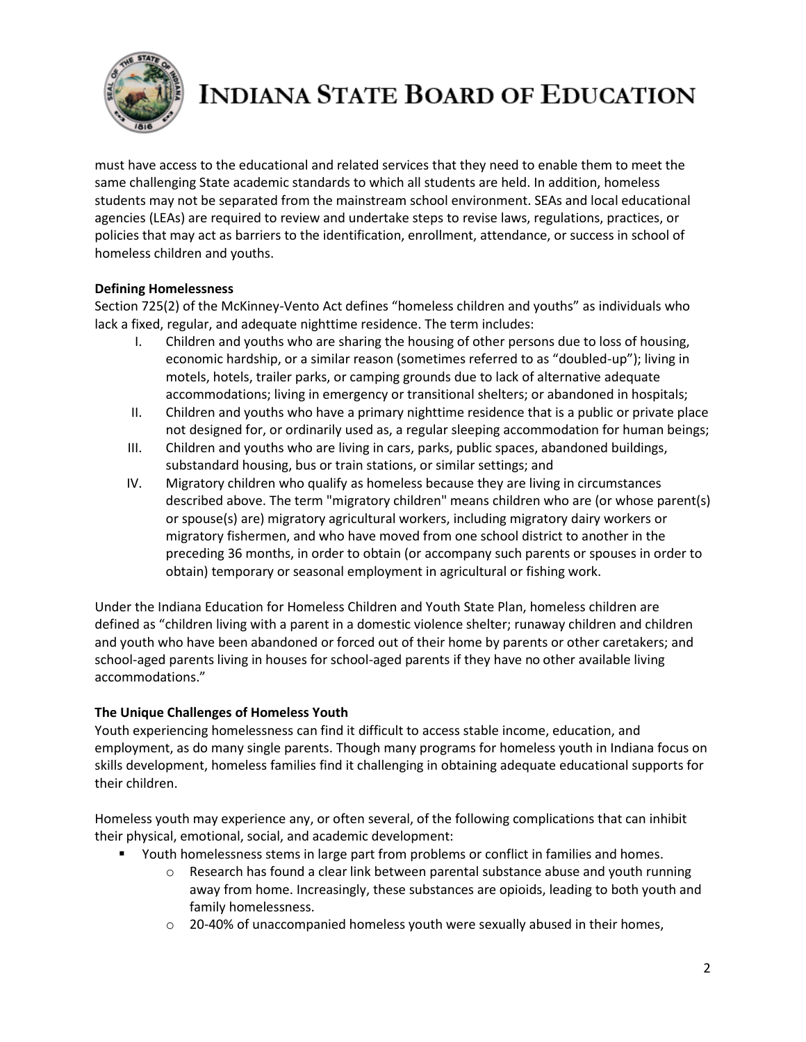must have access to the educational and related services that they need to enable them to meet the same challenging State academic standards to which all students are held. In addition, homeless students may not be separated from the mainstream school environment. SEAs and local educational agencies (LEAs) are required to review and undertake steps to revise laws, regulations, practices, or policies that may act as barriers to the identification, enrollment, attendance, or success in school of homeless children and youths.

**Defining Homelessness**

Section 725(2) of the McKinney-Vento Act defines "homeless children and youths" as individuals who lack a fixed, regular, and adequate nighttime residence. The term includes:

I. Children and youths who are sharing the housing of other persons due to loss of housing, economic hardship, or a similar reason (sometimes referred to as "doubled-up"); living in motels, hotels, trailer parks, or camping grounds due to lack of alternative adequate accommodations; living in emergency or transitional shelters; or abandoned in hospitals;
II. Children and youths who have a primary nighttime residence that is a public or private place not designed for, or ordinarily used as, a regular sleeping accommodation for human beings;
III. Children and youths who are living in cars, parks, public spaces, abandoned buildings, substandard housing, bus or train stations, or similar settings; and
IV. Migratory children who qualify as homeless because they are living in circumstances described above. The term "migratory children" means children who are (or whose parent(s) or spouse(s) are) migratory agricultural workers, including migratory dairy workers or migratory fishermen, and who have moved from one school district to another in the preceding 36 months, in order to obtain (or accompany such parents or spouses in order to obtain) temporary or seasonal employment in agricultural or fishing work.

Under the Indiana Education for Homeless Children and Youth State Plan, homeless children are defined as "children living with a parent in a domestic violence shelter; runaway children and children and youth who have been abandoned or forced out of their home by parents or other caretakers; and school-aged parents living in houses for school-aged parents if they have no other available living accommodations."

**The Unique Challenges of Homeless Youth**

Youth experiencing homelessness can find it difficult to access stable income, education, and employment, as do many single parents. Though many programs for homeless youth in Indiana focus on skills development, homeless families find it challenging in obtaining adequate educational supports for their children.

Homeless youth may experience any, or often several, of the following complications that can inhibit their physical, emotional, social, and academic development:

- Youth homelessness stems in large part from problems or conflict in families and homes.
  - Research has found a clear link between parental substance abuse and youth running away from home. Increasingly, these substances are opioids, leading to both youth and family homelessness.
  - 20-40% of unaccompanied homeless youth were sexually abused in their homes,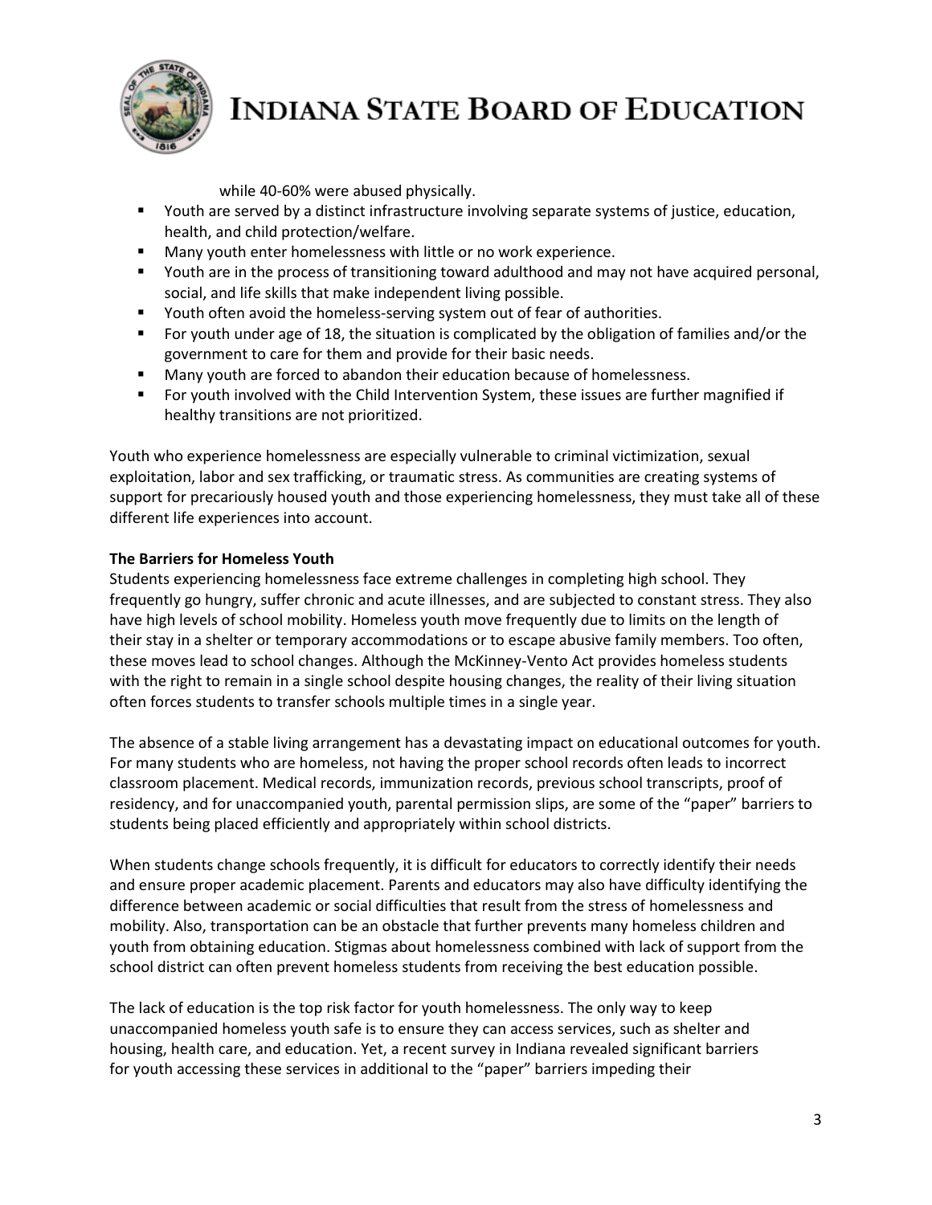while 40-60% were abused physically.

- Youth are served by a distinct infrastructure involving separate systems of justice, education, health, and child protection/welfare.
- Many youth enter homelessness with little or no work experience.
- Youth are in the process of transitioning toward adulthood and may not have acquired personal, social, and life skills that make independent living possible.
- Youth often avoid the homeless-serving system out of fear of authorities.
- For youth under age of 18, the situation is complicated by the obligation of families and/or the government to care for them and provide for their basic needs.
- Many youth are forced to abandon their education because of homelessness.
- For youth involved with the Child Intervention System, these issues are further magnified if healthy transitions are not prioritized.

Youth who experience homelessness are especially vulnerable to criminal victimization, sexual exploitation, labor and sex trafficking, or traumatic stress. As communities are creating systems of support for precariously housed youth and those experiencing homelessness, they must take all of these different life experiences into account.

**The Barriers for Homeless Youth**

Students experiencing homelessness face extreme challenges in completing high school. They frequently go hungry, suffer chronic and acute illnesses, and are subjected to constant stress. They also have high levels of school mobility. Homeless youth move frequently due to limits on the length of their stay in a shelter or temporary accommodations or to escape abusive family members. Too often, these moves lead to school changes. Although the McKinney-Vento Act provides homeless students with the right to remain in a single school despite housing changes, the reality of their living situation often forces students to transfer schools multiple times in a single year.

The absence of a stable living arrangement has a devastating impact on educational outcomes for youth. For many students who are homeless, not having the proper school records often leads to incorrect classroom placement. Medical records, immunization records, previous school transcripts, proof of residency, and for unaccompanied youth, parental permission slips, are some of the "paper" barriers to students being placed efficiently and appropriately within school districts.

When students change schools frequently, it is difficult for educators to correctly identify their needs and ensure proper academic placement. Parents and educators may also have difficulty identifying the difference between academic or social difficulties that result from the stress of homelessness and mobility. Also, transportation can be an obstacle that further prevents many homeless children and youth from obtaining education. Stigmas about homelessness combined with lack of support from the school district can often prevent homeless students from receiving the best education possible.

The lack of education is the top risk factor for youth homelessness. The only way to keep unaccompanied homeless youth safe is to ensure they can access services, such as shelter and housing, health care, and education. Yet, a recent survey in Indiana revealed significant barriers for youth accessing these services in additional to the "paper" barriers impeding their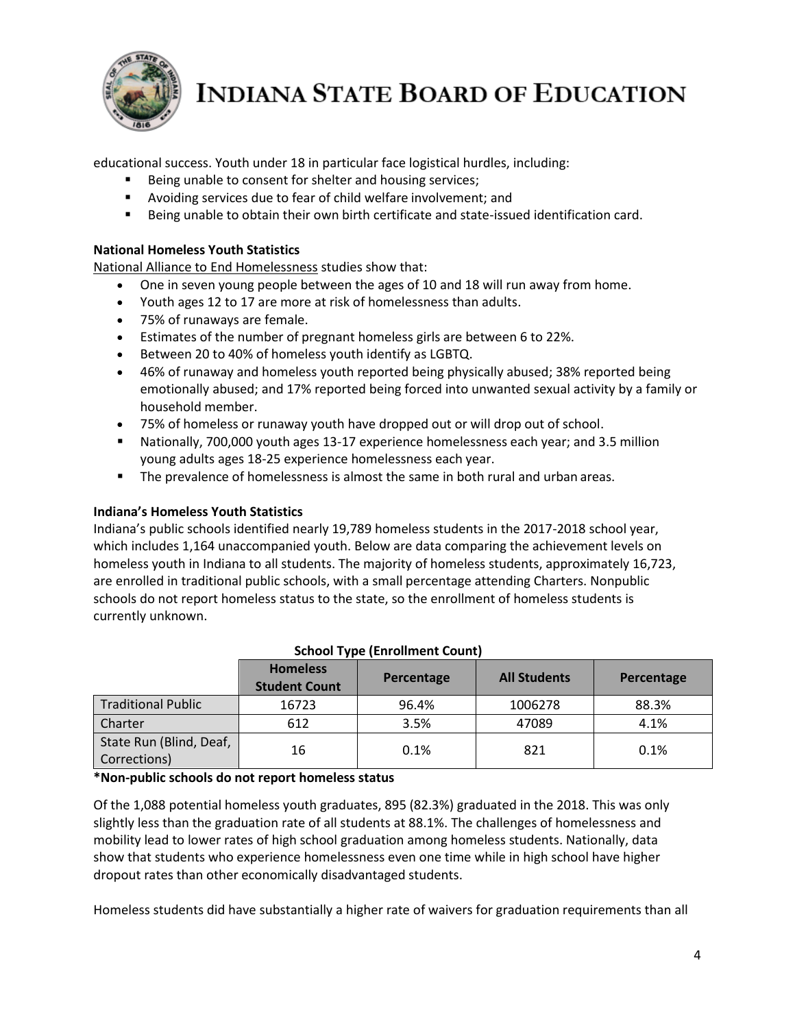educational success. Youth under 18 in particular face logistical hurdles, including:

- Being unable to consent for shelter and housing services;
- Avoiding services due to fear of child welfare involvement; and
- Being unable to obtain their own birth certificate and state-issued identification card.

**National Homeless Youth Statistics**

National Alliance to End Homelessness studies show that:

- One in seven young people between the ages of 10 and 18 will run away from home.
- Youth ages 12 to 17 are more at risk of homelessness than adults.
- 75% of runaways are female.
- Estimates of the number of pregnant homeless girls are between 6 to 22%.
- Between 20 to 40% of homeless youth identify as LGBTQ.
- 46% of runaway and homeless youth reported being physically abused; 38% reported being emotionally abused; and 17% reported being forced into unwanted sexual activity by a family or household member.
- 75% of homeless or runaway youth have dropped out or will drop out of school.
- Nationally, 700,000 youth ages 13-17 experience homelessness each year; and 3.5 million young adults ages 18-25 experience homelessness each year.
- The prevalence of homelessness is almost the same in both rural and urban areas.

**Indiana's Homeless Youth Statistics**

Indiana's public schools identified nearly 19,789 homeless students in the 2017-2018 school year, which includes 1,164 unaccompanied youth. Below are data comparing the achievement levels on homeless youth in Indiana to all students. The majority of homeless students, approximately 16,723, are enrolled in traditional public schools, with a small percentage attending Charters. Nonpublic schools do not report homeless status to the state, so the enrollment of homeless students is currently unknown.

**School Type (Enrollment Count)**

| | Homeless Student Count | Percentage | All Students | Percentage |
|---|---|---|---|---|
| Traditional Public | 16723 | 96.4% | 1006278 | 88.3% |
| Charter | 612 | 3.5% | 47089 | 4.1% |
| State Run (Blind, Deaf, Corrections) | 16 | 0.1% | 821 | 0.1% |

**\*Non-public schools do not report homeless status**

Of the 1,088 potential homeless youth graduates, 895 (82.3%) graduated in the 2018. This was only slightly less than the graduation rate of all students at 88.1%. The challenges of homelessness and mobility lead to lower rates of high school graduation among homeless students. Nationally, data show that students who experience homelessness even one time while in high school have higher dropout rates than other economically disadvantaged students.

Homeless students did have substantially a higher rate of waivers for graduation requirements than all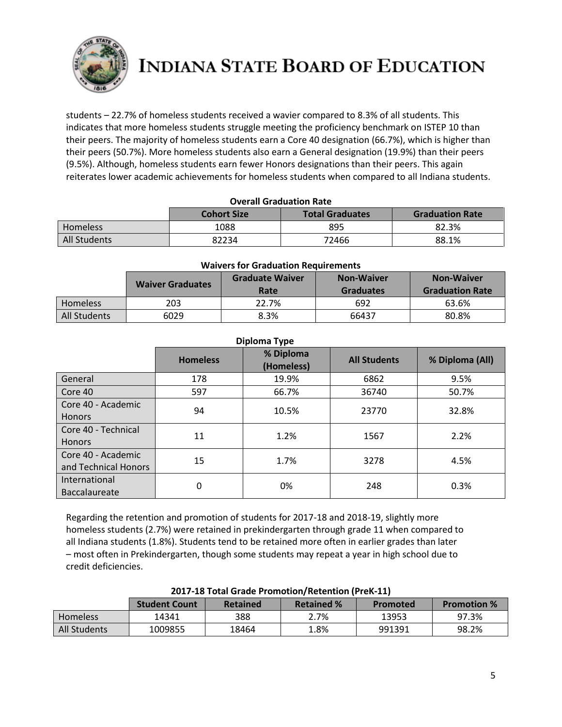students – 22.7% of homeless students received a wavier compared to 8.3% of all students. This indicates that more homeless students struggle meeting the proficiency benchmark on ISTEP 10 than their peers. The majority of homeless students earn a Core 40 designation (66.7%), which is higher than their peers (50.7%). More homeless students also earn a General designation (19.9%) than their peers (9.5%). Although, homeless students earn fewer Honors designations than their peers. This again reiterates lower academic achievements for homeless students when compared to all Indiana students.

**Overall Graduation Rate**

| | Cohort Size | Total Graduates | Graduation Rate |
|---|---|---|---|
| Homeless | 1088 | 895 | 82.3% |
| All Students | 82234 | 72466 | 88.1% |

**Waivers for Graduation Requirements**

| | Waiver Graduates | Graduate Waiver Rate | Non-Waiver Graduates | Non-Waiver Graduation Rate |
|---|---|---|---|---|
| Homeless | 203 | 22.7% | 692 | 63.6% |
| All Students | 6029 | 8.3% | 66437 | 80.8% |

**Diploma Type**

| | Homeless | % Diploma (Homeless) | All Students | % Diploma (All) |
|---|---|---|---|---|
| General | 178 | 19.9% | 6862 | 9.5% |
| Core 40 | 597 | 66.7% | 36740 | 50.7% |
| Core 40 - Academic Honors | 94 | 10.5% | 23770 | 32.8% |
| Core 40 - Technical Honors | 11 | 1.2% | 1567 | 2.2% |
| Core 40 - Academic and Technical Honors | 15 | 1.7% | 3278 | 4.5% |
| International Baccalaureate | 0 | 0% | 248 | 0.3% |

Regarding the retention and promotion of students for 2017-18 and 2018-19, slightly more homeless students (2.7%) were retained in prekindergarten through grade 11 when compared to all Indiana students (1.8%). Students tend to be retained more often in earlier grades than later – most often in Prekindergarten, though some students may repeat a year in high school due to credit deficiencies.

**2017-18 Total Grade Promotion/Retention (PreK-11)**

| | Student Count | Retained | Retained % | Promoted | Promotion % |
|---|---|---|---|---|---|
| Homeless | 14341 | 388 | 2.7% | 13953 | 97.3% |
| All Students | 1009855 | 18464 | 1.8% | 991391 | 98.2% |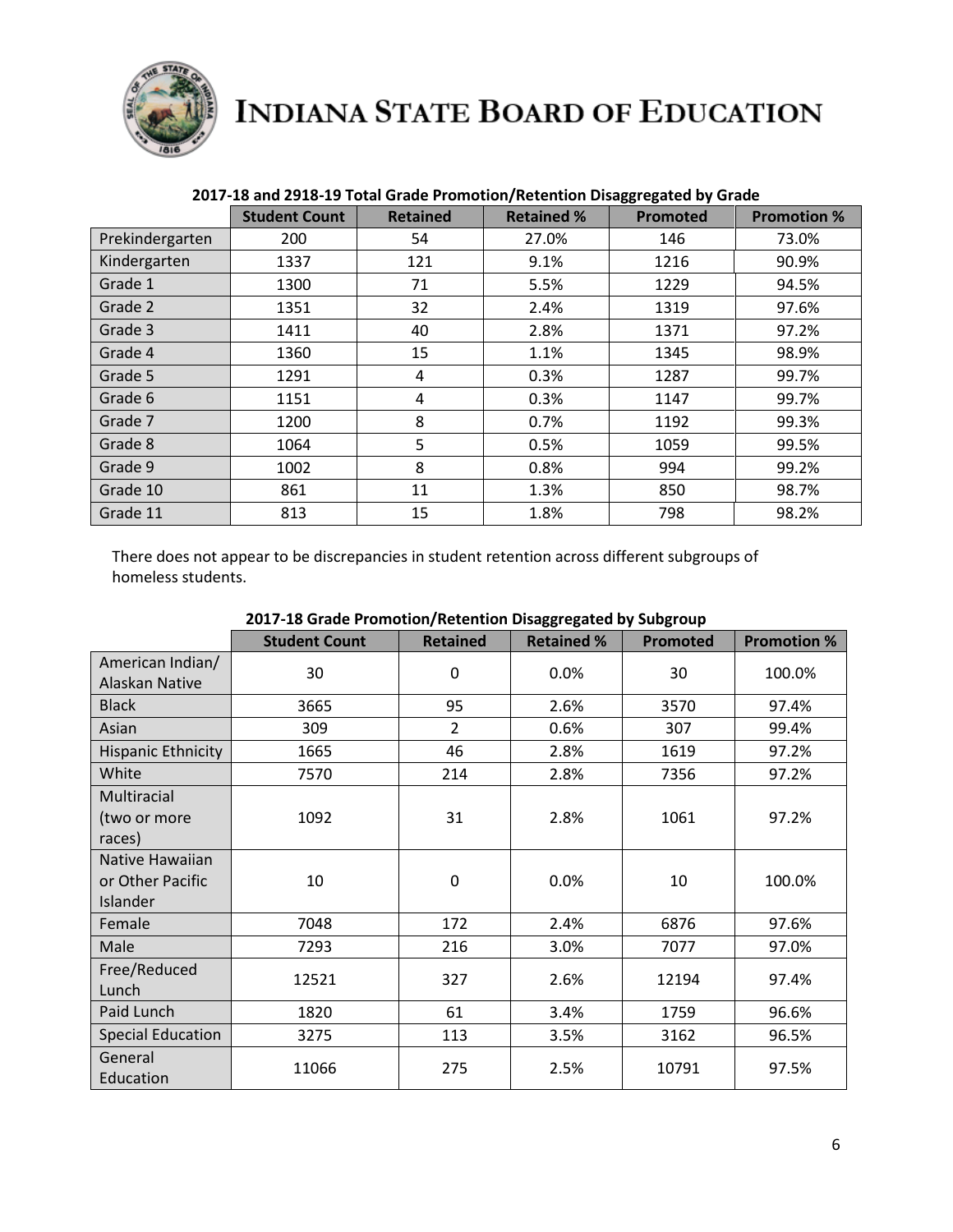# Indiana State Board of Education

**2017-18 and 2918-19 Total Grade Promotion/Retention Disaggregated by Grade**

| | Student Count | Retained | Retained % | Promoted | Promotion % |
|---|---|---|---|---|---|
| Prekindergarten | 200 | 54 | 27.0% | 146 | 73.0% |
| Kindergarten | 1337 | 121 | 9.1% | 1216 | 90.9% |
| Grade 1 | 1300 | 71 | 5.5% | 1229 | 94.5% |
| Grade 2 | 1351 | 32 | 2.4% | 1319 | 97.6% |
| Grade 3 | 1411 | 40 | 2.8% | 1371 | 97.2% |
| Grade 4 | 1360 | 15 | 1.1% | 1345 | 98.9% |
| Grade 5 | 1291 | 4 | 0.3% | 1287 | 99.7% |
| Grade 6 | 1151 | 4 | 0.3% | 1147 | 99.7% |
| Grade 7 | 1200 | 8 | 0.7% | 1192 | 99.3% |
| Grade 8 | 1064 | 5 | 0.5% | 1059 | 99.5% |
| Grade 9 | 1002 | 8 | 0.8% | 994 | 99.2% |
| Grade 10 | 861 | 11 | 1.3% | 850 | 98.7% |
| Grade 11 | 813 | 15 | 1.8% | 798 | 98.2% |

There does not appear to be discrepancies in student retention across different subgroups of homeless students.

**2017-18 Grade Promotion/Retention Disaggregated by Subgroup**

| | Student Count | Retained | Retained % | Promoted | Promotion % |
|---|---|---|---|---|---|
| American Indian/ Alaskan Native | 30 | 0 | 0.0% | 30 | 100.0% |
| Black | 3665 | 95 | 2.6% | 3570 | 97.4% |
| Asian | 309 | 2 | 0.6% | 307 | 99.4% |
| Hispanic Ethnicity | 1665 | 46 | 2.8% | 1619 | 97.2% |
| White | 7570 | 214 | 2.8% | 7356 | 97.2% |
| Multiracial (two or more races) | 1092 | 31 | 2.8% | 1061 | 97.2% |
| Native Hawaiian or Other Pacific Islander | 10 | 0 | 0.0% | 10 | 100.0% |
| Female | 7048 | 172 | 2.4% | 6876 | 97.6% |
| Male | 7293 | 216 | 3.0% | 7077 | 97.0% |
| Free/Reduced Lunch | 12521 | 327 | 2.6% | 12194 | 97.4% |
| Paid Lunch | 1820 | 61 | 3.4% | 1759 | 96.6% |
| Special Education | 3275 | 113 | 3.5% | 3162 | 96.5% |
| General Education | 11066 | 275 | 2.5% | 10791 | 97.5% |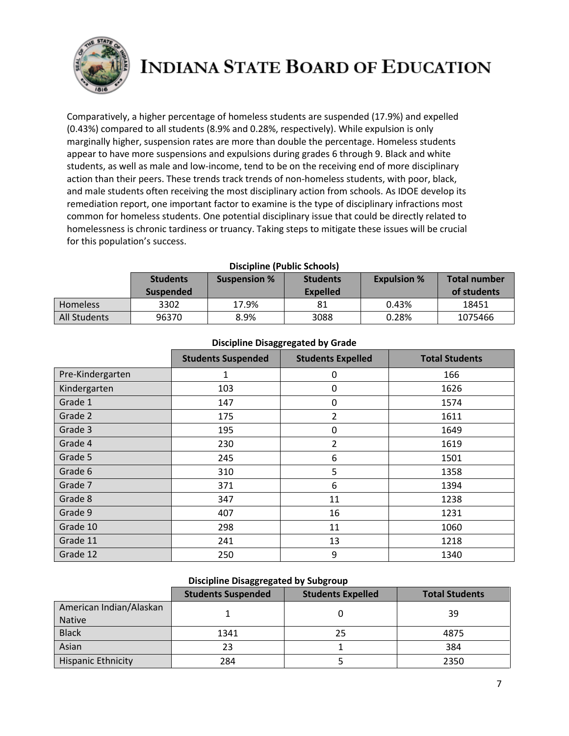Comparatively, a higher percentage of homeless students are suspended (17.9%) and expelled (0.43%) compared to all students (8.9% and 0.28%, respectively). While expulsion is only marginally higher, suspension rates are more than double the percentage. Homeless students appear to have more suspensions and expulsions during grades 6 through 9. Black and white students, as well as male and low-income, tend to be on the receiving end of more disciplinary action than their peers. These trends track trends of non-homeless students, with poor, black, and male students often receiving the most disciplinary action from schools. As IDOE develop its remediation report, one important factor to examine is the type of disciplinary infractions most common for homeless students. One potential disciplinary issue that could be directly related to homelessness is chronic tardiness or truancy. Taking steps to mitigate these issues will be crucial for this population's success.

**Discipline (Public Schools)**

| | Students Suspended | Suspension % | Students Expelled | Expulsion % | Total number of students |
|---|---|---|---|---|---|
| Homeless | 3302 | 17.9% | 81 | 0.43% | 18451 |
| All Students | 96370 | 8.9% | 3088 | 0.28% | 1075466 |

**Discipline Disaggregated by Grade**

| | Students Suspended | Students Expelled | Total Students |
|---|---|---|---|
| Pre-Kindergarten | 1 | 0 | 166 |
| Kindergarten | 103 | 0 | 1626 |
| Grade 1 | 147 | 0 | 1574 |
| Grade 2 | 175 | 2 | 1611 |
| Grade 3 | 195 | 0 | 1649 |
| Grade 4 | 230 | 2 | 1619 |
| Grade 5 | 245 | 6 | 1501 |
| Grade 6 | 310 | 5 | 1358 |
| Grade 7 | 371 | 6 | 1394 |
| Grade 8 | 347 | 11 | 1238 |
| Grade 9 | 407 | 16 | 1231 |
| Grade 10 | 298 | 11 | 1060 |
| Grade 11 | 241 | 13 | 1218 |
| Grade 12 | 250 | 9 | 1340 |

**Discipline Disaggregated by Subgroup**

| | Students Suspended | Students Expelled | Total Students |
|---|---|---|---|
| American Indian/Alaskan Native | 1 | 0 | 39 |
| Black | 1341 | 25 | 4875 |
| Asian | 23 | 1 | 384 |
| Hispanic Ethnicity | 284 | 5 | 2350 |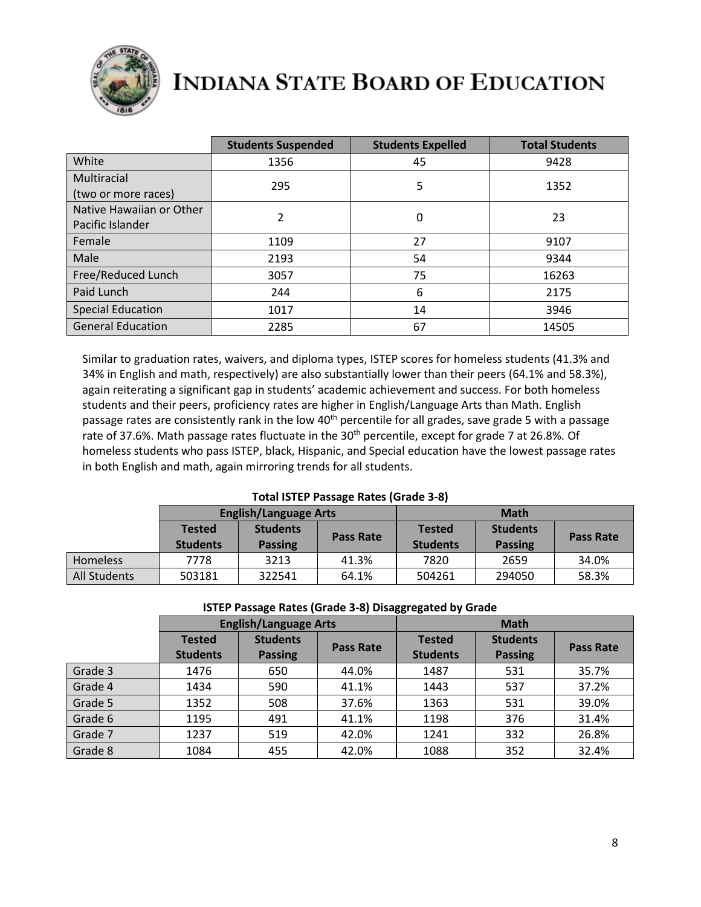# INDIANA STATE BOARD OF EDUCATION

| | Students Suspended | Students Expelled | Total Students |
|---|---|---|---|
| White | 1356 | 45 | 9428 |
| Multiracial (two or more races) | 295 | 5 | 1352 |
| Native Hawaiian or Other Pacific Islander | 2 | 0 | 23 |
| Female | 1109 | 27 | 9107 |
| Male | 2193 | 54 | 9344 |
| Free/Reduced Lunch | 3057 | 75 | 16263 |
| Paid Lunch | 244 | 6 | 2175 |
| Special Education | 1017 | 14 | 3946 |
| General Education | 2285 | 67 | 14505 |

Similar to graduation rates, waivers, and diploma types, ISTEP scores for homeless students (41.3% and 34% in English and math, respectively) are also substantially lower than their peers (64.1% and 58.3%), again reiterating a significant gap in students' academic achievement and success. For both homeless students and their peers, proficiency rates are higher in English/Language Arts than Math. English passage rates are consistently rank in the low 40th percentile for all grades, save grade 5 with a passage rate of 37.6%. Math passage rates fluctuate in the 30th percentile, except for grade 7 at 26.8%. Of homeless students who pass ISTEP, black, Hispanic, and Special education have the lowest passage rates in both English and math, again mirroring trends for all students.

**Total ISTEP Passage Rates (Grade 3-8)**

| | English/Language Arts | | | Math | | |
|---|---|---|---|---|---|---|
| | Tested Students | Students Passing | Pass Rate | Tested Students | Students Passing | Pass Rate |
| Homeless | 7778 | 3213 | 41.3% | 7820 | 2659 | 34.0% |
| All Students | 503181 | 322541 | 64.1% | 504261 | 294050 | 58.3% |

**ISTEP Passage Rates (Grade 3-8) Disaggregated by Grade**

| | English/Language Arts | | | Math | | |
|---|---|---|---|---|---|---|
| | Tested Students | Students Passing | Pass Rate | Tested Students | Students Passing | Pass Rate |
| Grade 3 | 1476 | 650 | 44.0% | 1487 | 531 | 35.7% |
| Grade 4 | 1434 | 590 | 41.1% | 1443 | 537 | 37.2% |
| Grade 5 | 1352 | 508 | 37.6% | 1363 | 531 | 39.0% |
| Grade 6 | 1195 | 491 | 41.1% | 1198 | 376 | 31.4% |
| Grade 7 | 1237 | 519 | 42.0% | 1241 | 332 | 26.8% |
| Grade 8 | 1084 | 455 | 42.0% | 1088 | 352 | 32.4% |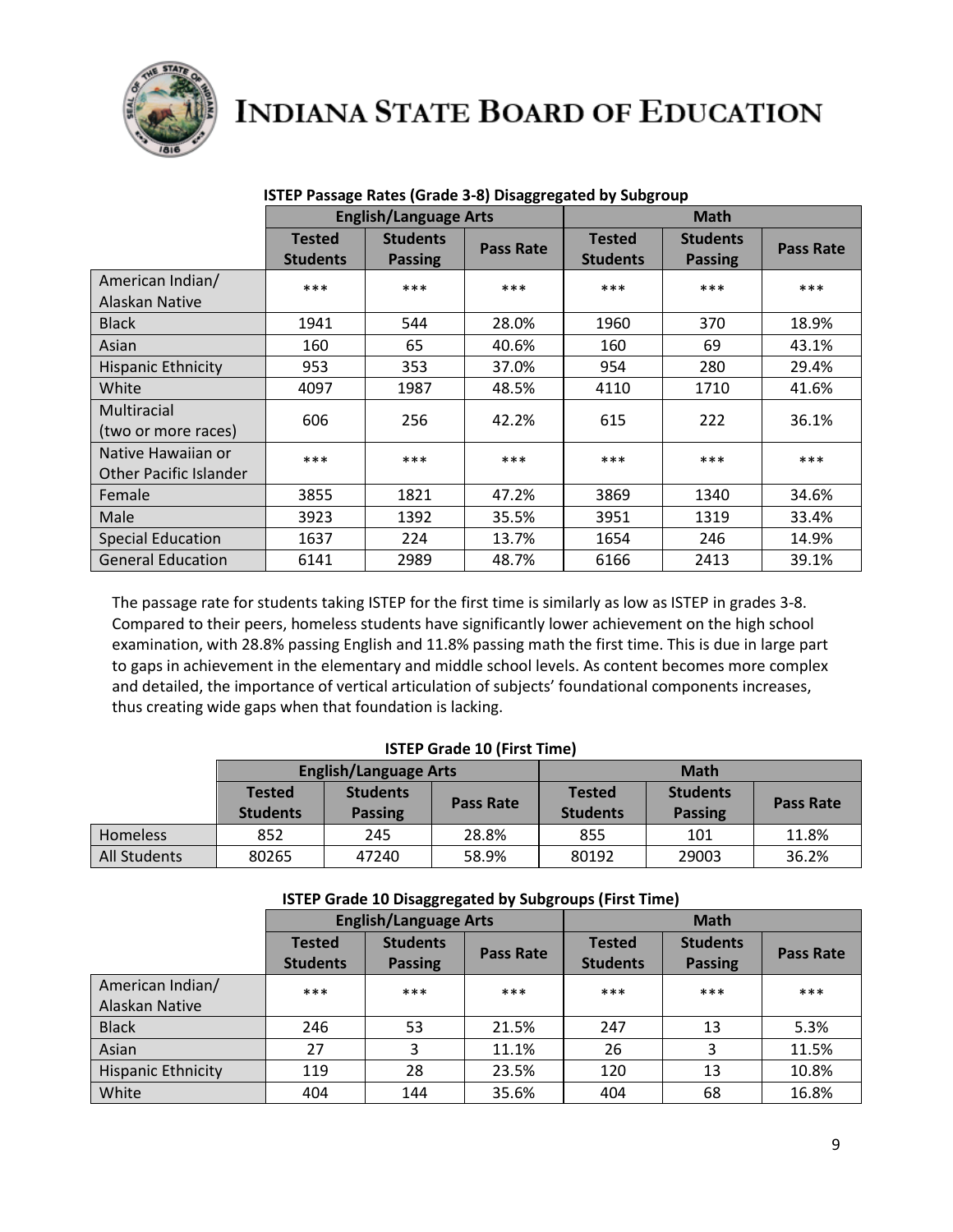**ISTEP Passage Rates (Grade 3-8) Disaggregated by Subgroup**

| | English/Language Arts | | | Math | | |
|---|---|---|---|---|---|---|
| | Tested Students | Students Passing | Pass Rate | Tested Students | Students Passing | Pass Rate |
| American Indian/ Alaskan Native | *** | *** | *** | *** | *** | *** |
| Black | 1941 | 544 | 28.0% | 1960 | 370 | 18.9% |
| Asian | 160 | 65 | 40.6% | 160 | 69 | 43.1% |
| Hispanic Ethnicity | 953 | 353 | 37.0% | 954 | 280 | 29.4% |
| White | 4097 | 1987 | 48.5% | 4110 | 1710 | 41.6% |
| Multiracial (two or more races) | 606 | 256 | 42.2% | 615 | 222 | 36.1% |
| Native Hawaiian or Other Pacific Islander | *** | *** | *** | *** | *** | *** |
| Female | 3855 | 1821 | 47.2% | 3869 | 1340 | 34.6% |
| Male | 3923 | 1392 | 35.5% | 3951 | 1319 | 33.4% |
| Special Education | 1637 | 224 | 13.7% | 1654 | 246 | 14.9% |
| General Education | 6141 | 2989 | 48.7% | 6166 | 2413 | 39.1% |

The passage rate for students taking ISTEP for the first time is similarly as low as ISTEP in grades 3-8. Compared to their peers, homeless students have significantly lower achievement on the high school examination, with 28.8% passing English and 11.8% passing math the first time. This is due in large part to gaps in achievement in the elementary and middle school levels. As content becomes more complex and detailed, the importance of vertical articulation of subjects' foundational components increases, thus creating wide gaps when that foundation is lacking.

**ISTEP Grade 10 (First Time)**

| | English/Language Arts | | | Math | | |
|---|---|---|---|---|---|---|
| | Tested Students | Students Passing | Pass Rate | Tested Students | Students Passing | Pass Rate |
| Homeless | 852 | 245 | 28.8% | 855 | 101 | 11.8% |
| All Students | 80265 | 47240 | 58.9% | 80192 | 29003 | 36.2% |

**ISTEP Grade 10 Disaggregated by Subgroups (First Time)**

| | English/Language Arts | | | Math | | |
|---|---|---|---|---|---|---|
| | Tested Students | Students Passing | Pass Rate | Tested Students | Students Passing | Pass Rate |
| American Indian/ Alaskan Native | *** | *** | *** | *** | *** | *** |
| Black | 246 | 53 | 21.5% | 247 | 13 | 5.3% |
| Asian | 27 | 3 | 11.1% | 26 | 3 | 11.5% |
| Hispanic Ethnicity | 119 | 28 | 23.5% | 120 | 13 | 10.8% |
| White | 404 | 144 | 35.6% | 404 | 68 | 16.8% |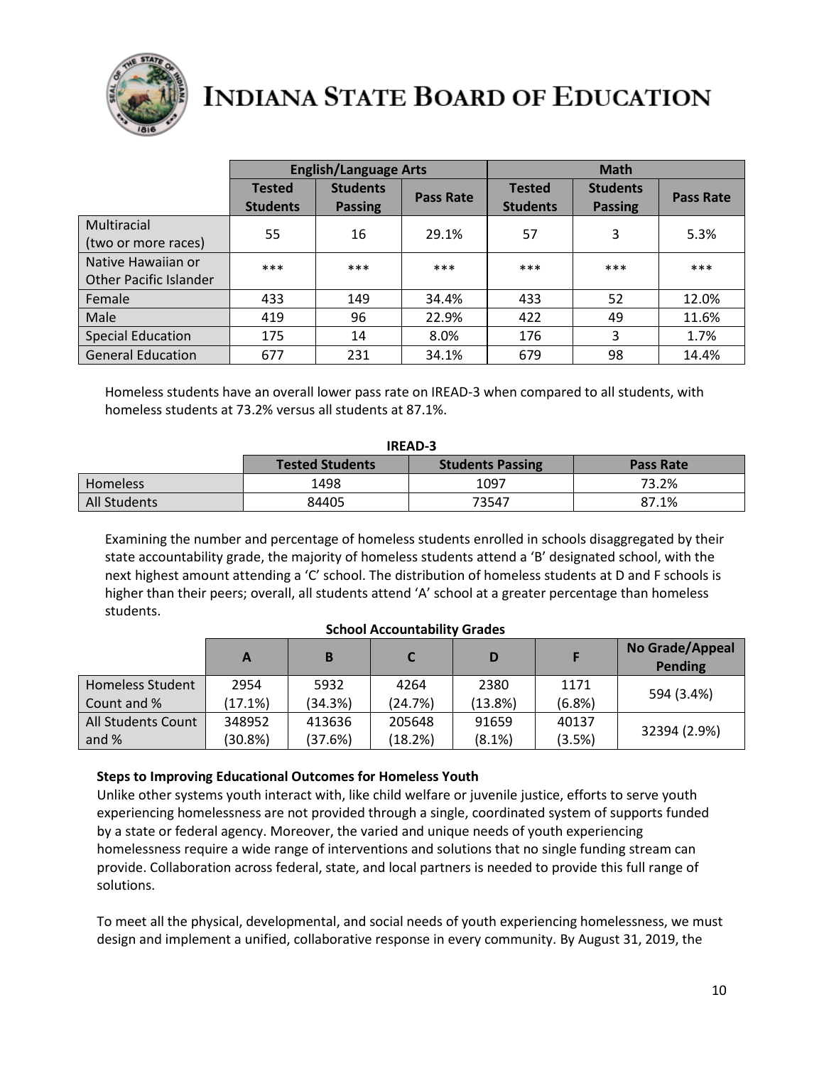# Indiana State Board of Education

| | English/Language Arts | | | Math | | |
|---|---|---|---|---|---|---|
| | Tested Students | Students Passing | Pass Rate | Tested Students | Students Passing | Pass Rate |
| Multiracial (two or more races) | 55 | 16 | 29.1% | 57 | 3 | 5.3% |
| Native Hawaiian or Other Pacific Islander | *** | *** | *** | *** | *** | *** |
| Female | 433 | 149 | 34.4% | 433 | 52 | 12.0% |
| Male | 419 | 96 | 22.9% | 422 | 49 | 11.6% |
| Special Education | 175 | 14 | 8.0% | 176 | 3 | 1.7% |
| General Education | 677 | 231 | 34.1% | 679 | 98 | 14.4% |

Homeless students have an overall lower pass rate on IREAD-3 when compared to all students, with homeless students at 73.2% versus all students at 87.1%.

**IREAD-3**

| | Tested Students | Students Passing | Pass Rate |
|---|---|---|---|
| Homeless | 1498 | 1097 | 73.2% |
| All Students | 84405 | 73547 | 87.1% |

Examining the number and percentage of homeless students enrolled in schools disaggregated by their state accountability grade, the majority of homeless students attend a 'B' designated school, with the next highest amount attending a 'C' school. The distribution of homeless students at D and F schools is higher than their peers; overall, all students attend 'A' school at a greater percentage than homeless students.

**School Accountability Grades**

| | A | B | C | D | F | No Grade/Appeal Pending |
|---|---|---|---|---|---|---|
| Homeless Student Count and % | 2954 (17.1%) | 5932 (34.3%) | 4264 (24.7%) | 2380 (13.8%) | 1171 (6.8%) | 594 (3.4%) |
| All Students Count and % | 348952 (30.8%) | 413636 (37.6%) | 205648 (18.2%) | 91659 (8.1%) | 40137 (3.5%) | 32394 (2.9%) |

**Steps to Improving Educational Outcomes for Homeless Youth**

Unlike other systems youth interact with, like child welfare or juvenile justice, efforts to serve youth experiencing homelessness are not provided through a single, coordinated system of supports funded by a state or federal agency. Moreover, the varied and unique needs of youth experiencing homelessness require a wide range of interventions and solutions that no single funding stream can provide. Collaboration across federal, state, and local partners is needed to provide this full range of solutions.

To meet all the physical, developmental, and social needs of youth experiencing homelessness, we must design and implement a unified, collaborative response in every community. By August 31, 2019, the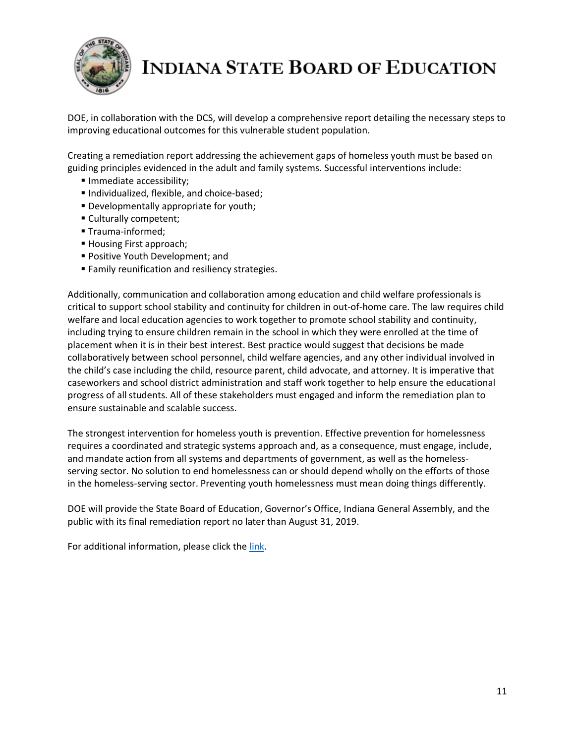DOE, in collaboration with the DCS, will develop a comprehensive report detailing the necessary steps to improving educational outcomes for this vulnerable student population.

Creating a remediation report addressing the achievement gaps of homeless youth must be based on guiding principles evidenced in the adult and family systems. Successful interventions include:

- Immediate accessibility;
- Individualized, flexible, and choice-based;
- Developmentally appropriate for youth;
- Culturally competent;
- Trauma-informed;
- Housing First approach;
- Positive Youth Development; and
- Family reunification and resiliency strategies.

Additionally, communication and collaboration among education and child welfare professionals is critical to support school stability and continuity for children in out-of-home care. The law requires child welfare and local education agencies to work together to promote school stability and continuity, including trying to ensure children remain in the school in which they were enrolled at the time of placement when it is in their best interest. Best practice would suggest that decisions be made collaboratively between school personnel, child welfare agencies, and any other individual involved in the child's case including the child, resource parent, child advocate, and attorney. It is imperative that caseworkers and school district administration and staff work together to help ensure the educational progress of all students. All of these stakeholders must engaged and inform the remediation plan to ensure sustainable and scalable success.

The strongest intervention for homeless youth is prevention. Effective prevention for homelessness requires a coordinated and strategic systems approach and, as a consequence, must engage, include, and mandate action from all systems and departments of government, as well as the homeless-serving sector. No solution to end homelessness can or should depend wholly on the efforts of those in the homeless-serving sector. Preventing youth homelessness must mean doing things differently.

DOE will provide the State Board of Education, Governor's Office, Indiana General Assembly, and the public with its final remediation report no later than August 31, 2019.

For additional information, please click the link.